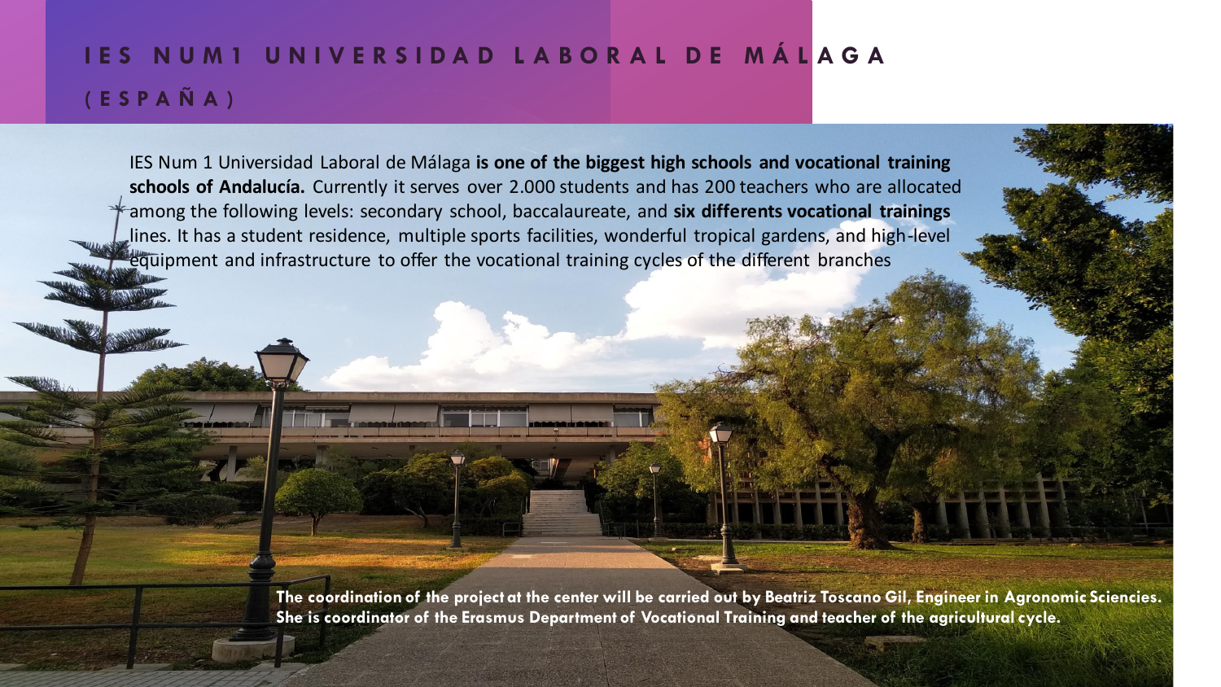# IES NUM1 UNIVERSIDAD LABORAL DE MÁLAGA (ESPAÑA)

IES Num 1 Universidad Laboral de Málaga **is one of the biggest high schools and vocational training schools of Andalucía.** Currently it serves over 2.000 students and has 200 teachers who are allocated among the following levels: secondary school, baccalaureate, and **six differents vocational trainings** lines. It has a student residence, multiple sports facilities, wonderful tropical gardens, and high-level equipment and infrastructure to offer the vocational training cycles of the different branches

**The coordination of the project at the center will be carried out by Beatriz Toscano Gil, Engineer in Agronomic Sciencies. She is coordinator of the Erasmus Department of Vocational Training and teacher of the agricultural cycle.**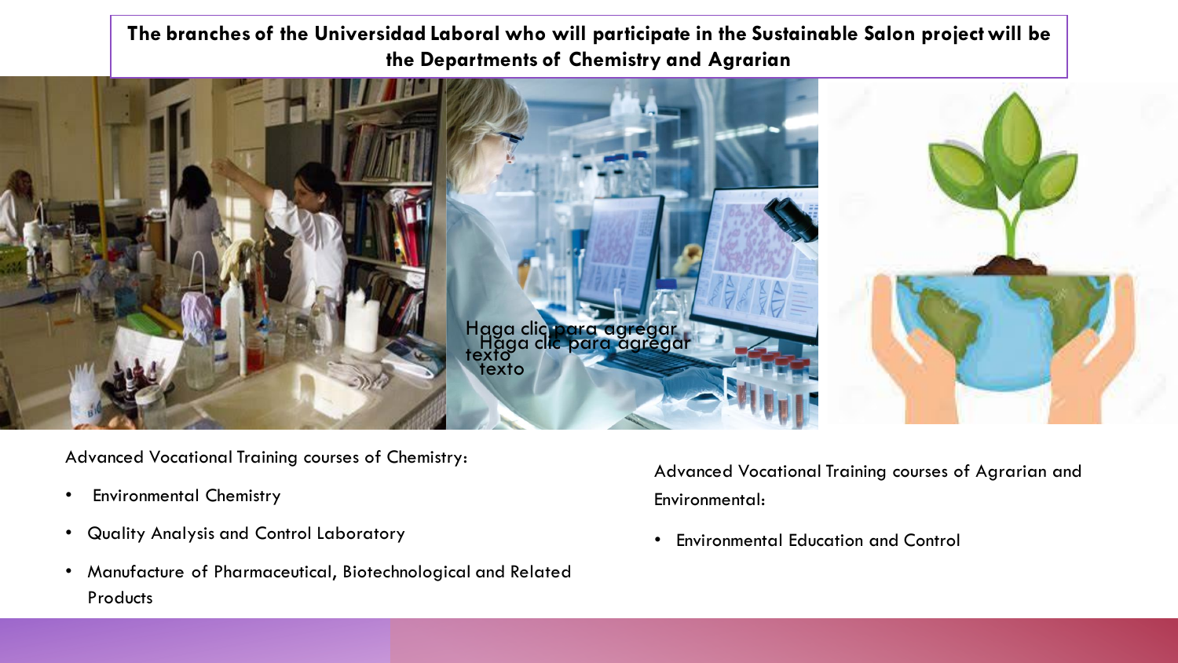**The branches of the Universidad Laboral who will participate in the Sustainable Salon project will be the Departments of Chemistry and Agrarian**

Advanced Vocational Training courses of Chemistry:

- Environmental Chemistry
- Quality Analysis and Control Laboratory
- Manufacture of Pharmaceutical, Biotechnological and Related Products

Advanced Vocational Training courses of Agrarian and Environmental:

- Environmental Education and Control